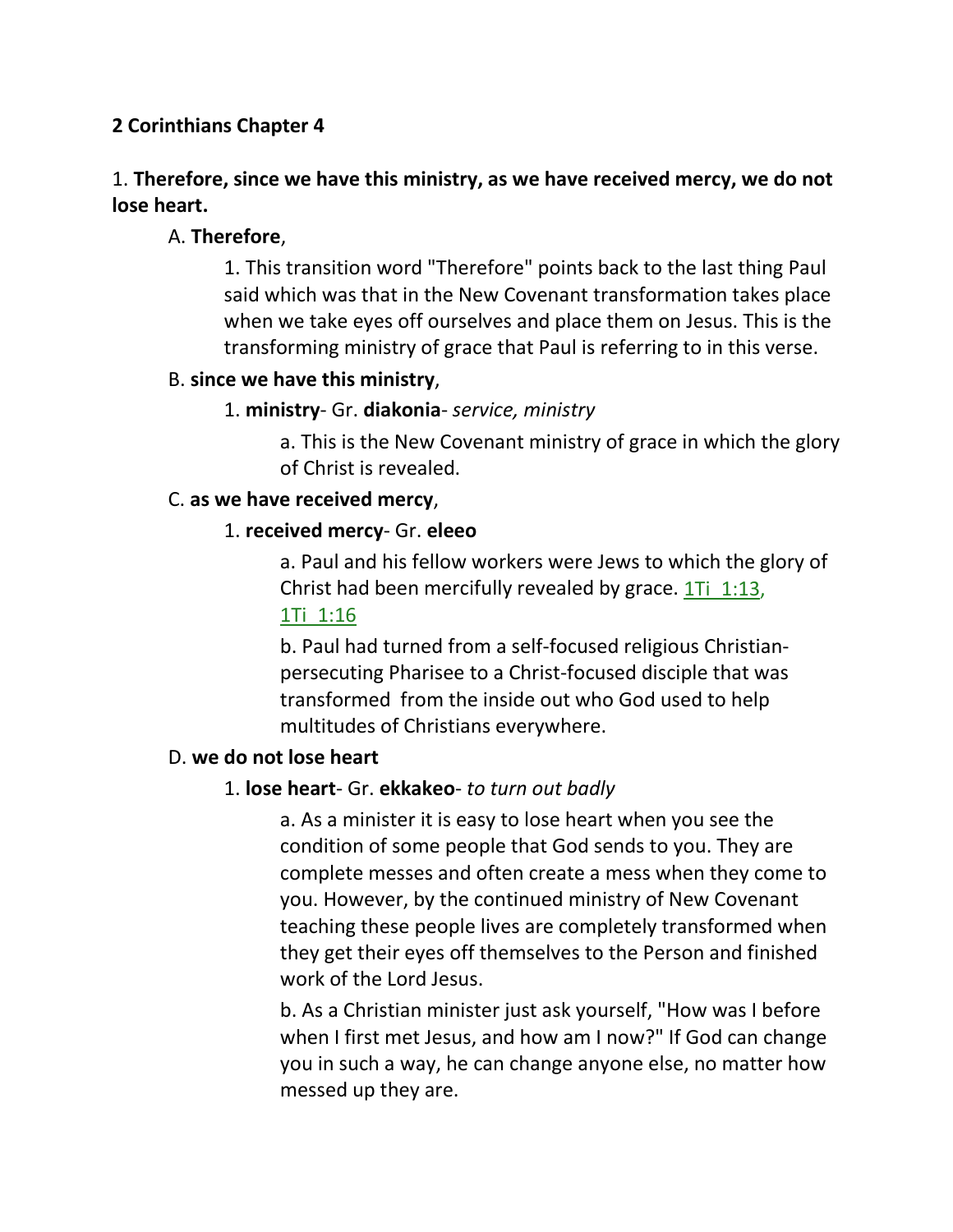## 2 Corinthians Chapter 4

1. **Therefore, since we have this ministry, as we have received mercy, we do not lose heart.**

A. **Therefore**,

1. This transition word "Therefore" points back to the last thing Paul said which was that in the New Covenant transformation takes place when we take eyes off ourselves and place them on Jesus. This is the transforming ministry of grace that Paul is referring to in this verse.

B. **since we have this ministry**,

1. **ministry**- Gr. **diakonia**- *service, ministry*

a. This is the New Covenant ministry of grace in which the glory of Christ is revealed.

C. **as we have received mercy**,

1. **received mercy**- Gr. **eleeo**

a. Paul and his fellow workers were Jews to which the glory of Christ had been mercifully revealed by grace. 1Ti 1:13, 1Ti 1:16

b. Paul had turned from a self-focused religious Christian-persecuting Pharisee to a Christ-focused disciple that was transformed from the inside out who God used to help multitudes of Christians everywhere.

D. **we do not lose heart**

1. **lose heart**- Gr. **ekkakeo**- *to turn out badly*

a. As a minister it is easy to lose heart when you see the condition of some people that God sends to you. They are complete messes and often create a mess when they come to you. However, by the continued ministry of New Covenant teaching these people lives are completely transformed when they get their eyes off themselves to the Person and finished work of the Lord Jesus.

b. As a Christian minister just ask yourself, "How was I before when I first met Jesus, and how am I now?" If God can change you in such a way, he can change anyone else, no matter how messed up they are.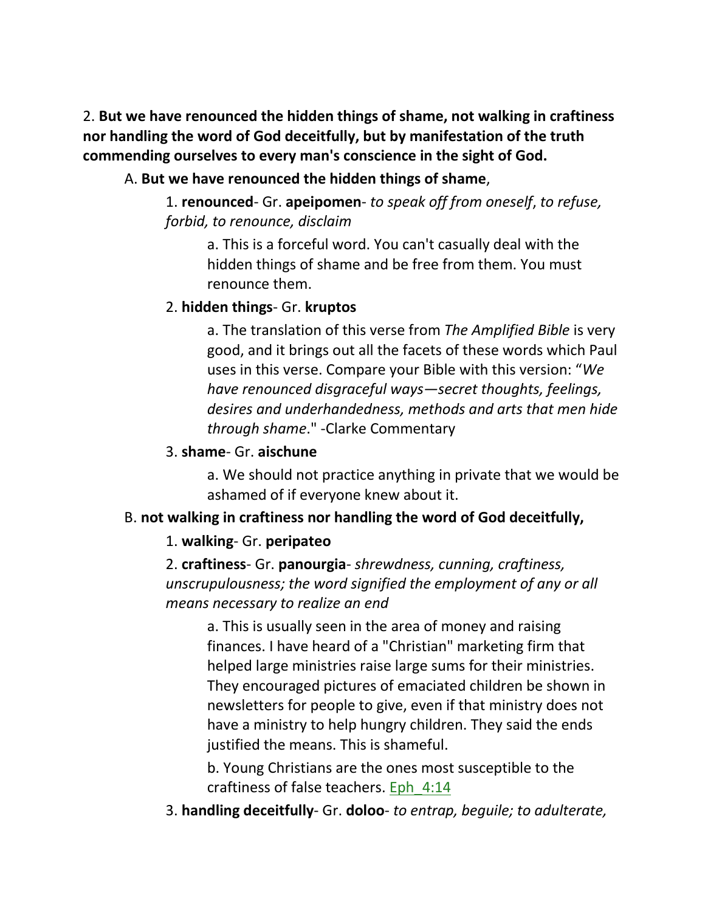2. **But we have renounced the hidden things of shame, not walking in craftiness nor handling the word of God deceitfully, but by manifestation of the truth commending ourselves to every man's conscience in the sight of God.**

A. **But we have renounced the hidden things of shame**,

1. **renounced**- Gr. **apeipomen**- *to speak off from oneself*, *to refuse, forbid, to renounce, disclaim*

a. This is a forceful word. You can't casually deal with the hidden things of shame and be free from them. You must renounce them.

2. **hidden things**- Gr. **kruptos**

a. The translation of this verse from *The Amplified Bible* is very good, and it brings out all the facets of these words which Paul uses in this verse. Compare your Bible with this version: "*We have renounced disgraceful ways—secret thoughts, feelings, desires and underhandedness, methods and arts that men hide through shame*." -Clarke Commentary

3. **shame**- Gr. **aischune**

a. We should not practice anything in private that we would be ashamed of if everyone knew about it.

B. **not walking in craftiness nor handling the word of God deceitfully,**

1. **walking**- Gr. **peripateo**

2. **craftiness**- Gr. **panourgia**- *shrewdness, cunning, craftiness, unscrupulousness; the word signified the employment of any or all means necessary to realize an end*

a. This is usually seen in the area of money and raising finances. I have heard of a "Christian" marketing firm that helped large ministries raise large sums for their ministries. They encouraged pictures of emaciated children be shown in newsletters for people to give, even if that ministry does not have a ministry to help hungry children. They said the ends justified the means. This is shameful.

b. Young Christians are the ones most susceptible to the craftiness of false teachers. Eph_4:14

3. **handling deceitfully**- Gr. **doloo**- *to entrap, beguile; to adulterate,*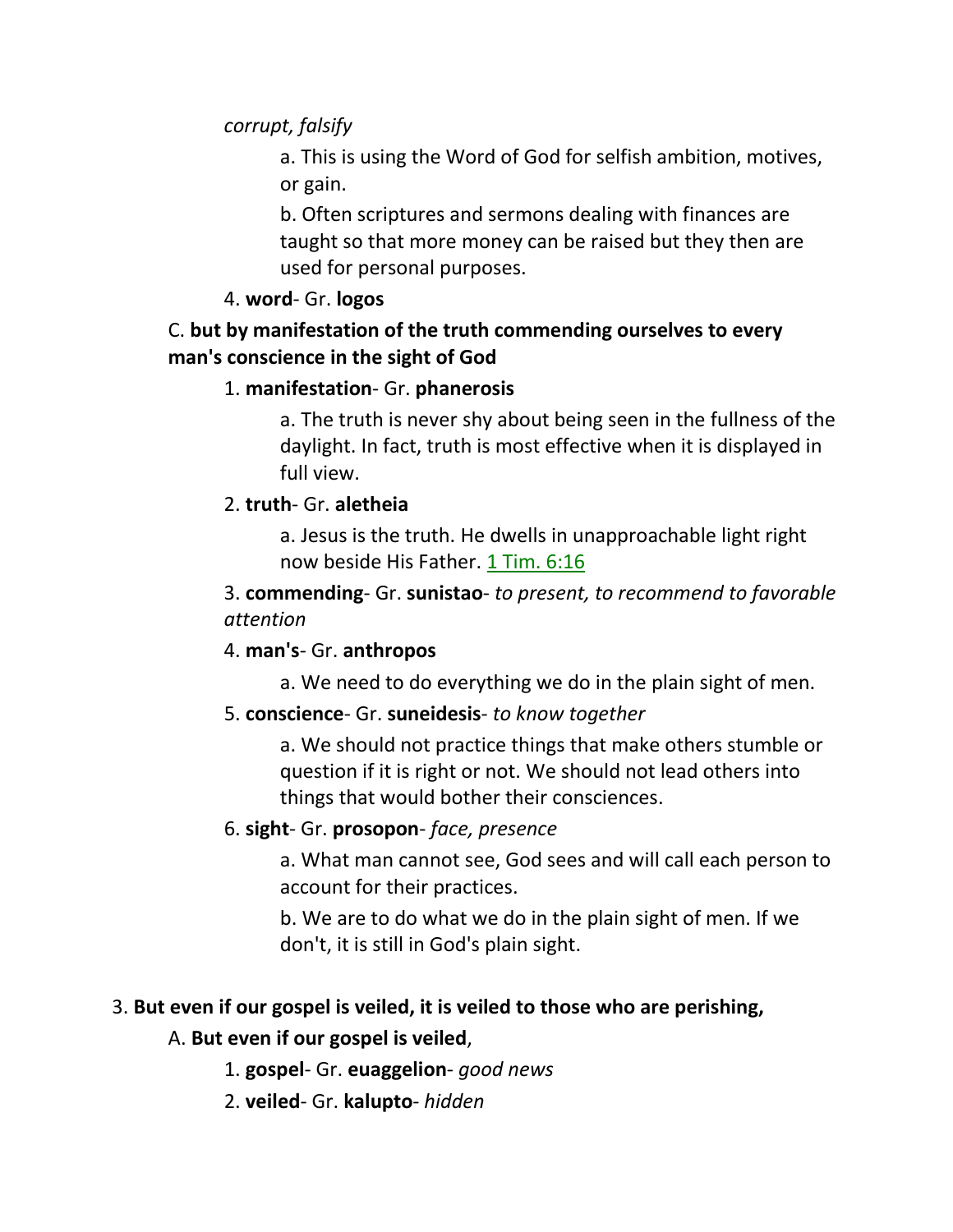*corrupt, falsify*

a. This is using the Word of God for selfish ambition, motives, or gain.

b. Often scriptures and sermons dealing with finances are taught so that more money can be raised but they then are used for personal purposes.

4. **word**- Gr. **logos**

C. **but by manifestation of the truth commending ourselves to every man's conscience in the sight of God**

1. **manifestation**- Gr. **phanerosis**

a. The truth is never shy about being seen in the fullness of the daylight. In fact, truth is most effective when it is displayed in full view.

2. **truth**- Gr. **aletheia**

a. Jesus is the truth. He dwells in unapproachable light right now beside His Father. 1 Tim. 6:16

3. **commending**- Gr. **sunistao**- *to present, to recommend to favorable attention*

4. **man's**- Gr. **anthropos**

a. We need to do everything we do in the plain sight of men.

5. **conscience**- Gr. **suneidesis**- *to know together*

a. We should not practice things that make others stumble or question if it is right or not. We should not lead others into things that would bother their consciences.

6. **sight**- Gr. **prosopon**- *face, presence*

a. What man cannot see, God sees and will call each person to account for their practices.

b. We are to do what we do in the plain sight of men. If we don't, it is still in God's plain sight.

3. **But even if our gospel is veiled, it is veiled to those who are perishing,**

A. **But even if our gospel is veiled**,

1. **gospel**- Gr. **euaggelion**- *good news*

2. **veiled**- Gr. **kalupto**- *hidden*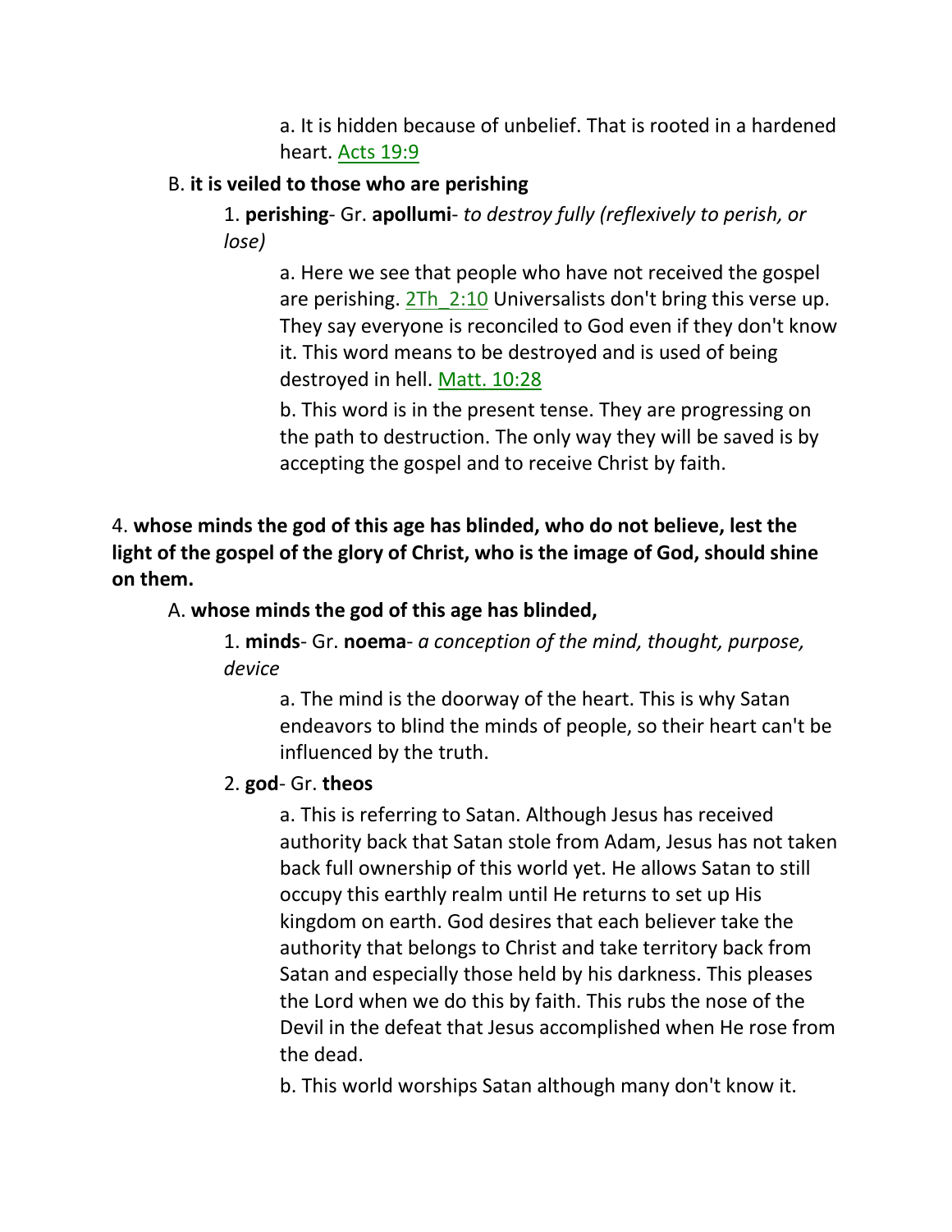a. It is hidden because of unbelief. That is rooted in a hardened heart. Acts 19:9

B. **it is veiled to those who are perishing**

1. **perishing**- Gr. **apollumi**- *to destroy fully (reflexively to perish, or lose)*

a. Here we see that people who have not received the gospel are perishing. 2Th_2:10 Universalists don't bring this verse up. They say everyone is reconciled to God even if they don't know it. This word means to be destroyed and is used of being destroyed in hell. Matt. 10:28

b. This word is in the present tense. They are progressing on the path to destruction. The only way they will be saved is by accepting the gospel and to receive Christ by faith.

4. **whose minds the god of this age has blinded, who do not believe, lest the light of the gospel of the glory of Christ, who is the image of God, should shine on them.**

A. **whose minds the god of this age has blinded,**

1. **minds**- Gr. **noema**- *a conception of the mind, thought, purpose, device*

a. The mind is the doorway of the heart. This is why Satan endeavors to blind the minds of people, so their heart can't be influenced by the truth.

2. **god**- Gr. **theos**

a. This is referring to Satan. Although Jesus has received authority back that Satan stole from Adam, Jesus has not taken back full ownership of this world yet. He allows Satan to still occupy this earthly realm until He returns to set up His kingdom on earth. God desires that each believer take the authority that belongs to Christ and take territory back from Satan and especially those held by his darkness. This pleases the Lord when we do this by faith. This rubs the nose of the Devil in the defeat that Jesus accomplished when He rose from the dead.

b. This world worships Satan although many don't know it.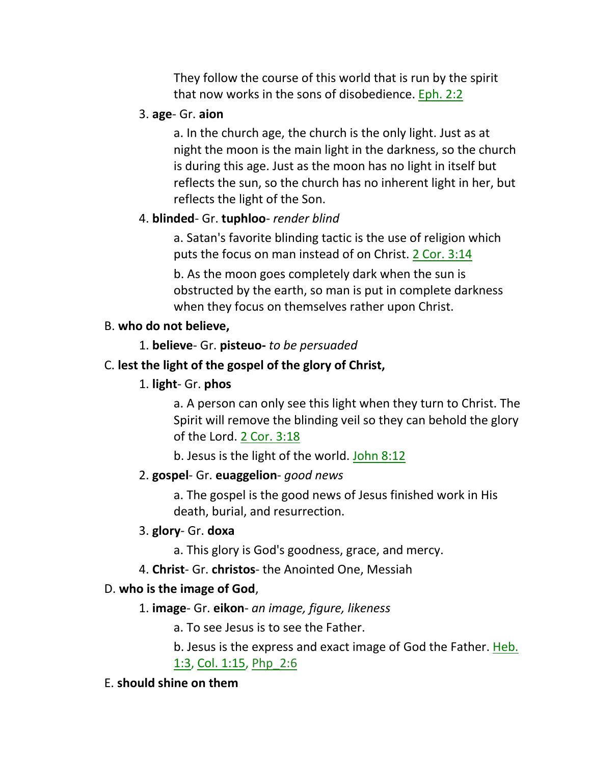They follow the course of this world that is run by the spirit that now works in the sons of disobedience. Eph. 2:2

3. **age**- Gr. **aion**

   a. In the church age, the church is the only light. Just as at night the moon is the main light in the darkness, so the church is during this age. Just as the moon has no light in itself but reflects the sun, so the church has no inherent light in her, but reflects the light of the Son.

4. **blinded**- Gr. **tuphloo**- *render blind*

   a. Satan's favorite blinding tactic is the use of religion which puts the focus on man instead of on Christ. 2 Cor. 3:14

   b. As the moon goes completely dark when the sun is obstructed by the earth, so man is put in complete darkness when they focus on themselves rather upon Christ.

B. **who do not believe,**

1. **believe**- Gr. **pisteuo-** *to be persuaded*

C. **lest the light of the gospel of the glory of Christ,**

1. **light**- Gr. **phos**

   a. A person can only see this light when they turn to Christ. The Spirit will remove the blinding veil so they can behold the glory of the Lord. 2 Cor. 3:18

   b. Jesus is the light of the world. John 8:12

2. **gospel**- Gr. **euaggelion**- *good news*

   a. The gospel is the good news of Jesus finished work in His death, burial, and resurrection.

3. **glory**- Gr. **doxa**

   a. This glory is God's goodness, grace, and mercy.

4. **Christ**- Gr. **christos**- the Anointed One, Messiah

D. **who is the image of God**,

1. **image**- Gr. **eikon**- *an image, figure, likeness*

   a. To see Jesus is to see the Father.

   b. Jesus is the express and exact image of God the Father. Heb. 1:3, Col. 1:15, Php_2:6

E. **should shine on them**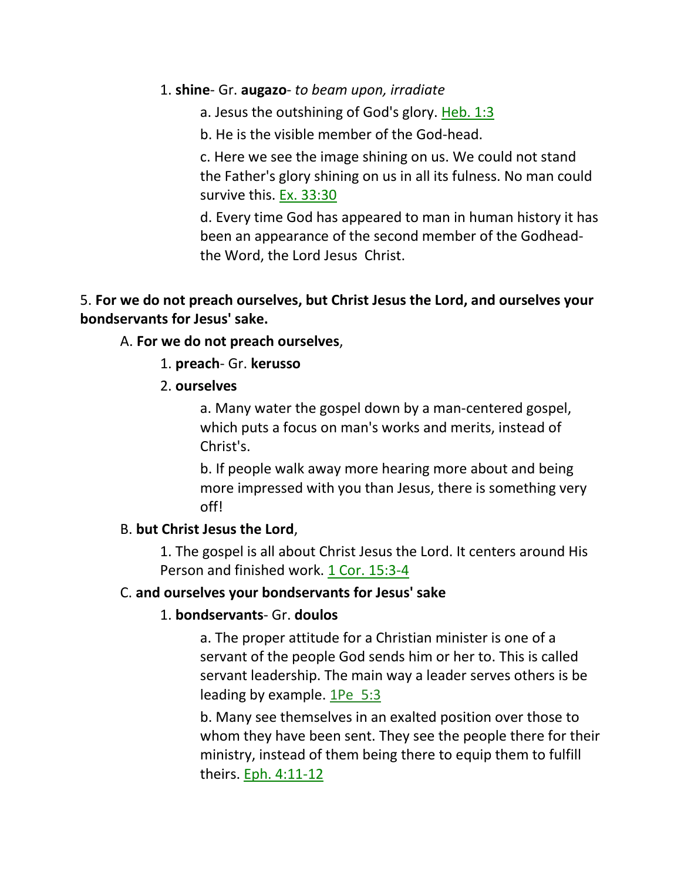1. **shine**- Gr. **augazo**- *to beam upon, irradiate*

    a. Jesus the outshining of God's glory. Heb. 1:3

    b. He is the visible member of the God-head.

    c. Here we see the image shining on us. We could not stand the Father's glory shining on us in all its fulness. No man could survive this. Ex. 33:30

    d. Every time God has appeared to man in human history it has been an appearance of the second member of the Godhead- the Word, the Lord Jesus Christ.

5. **For we do not preach ourselves, but Christ Jesus the Lord, and ourselves your bondservants for Jesus' sake.**

A. **For we do not preach ourselves**,

1. **preach**- Gr. **kerusso**

2. **ourselves**

    a. Many water the gospel down by a man-centered gospel, which puts a focus on man's works and merits, instead of Christ's.

    b. If people walk away more hearing more about and being more impressed with you than Jesus, there is something very off!

B. **but Christ Jesus the Lord**,

1. The gospel is all about Christ Jesus the Lord. It centers around His Person and finished work. 1 Cor. 15:3-4

C. **and ourselves your bondservants for Jesus' sake**

1. **bondservants**- Gr. **doulos**

    a. The proper attitude for a Christian minister is one of a servant of the people God sends him or her to. This is called servant leadership. The main way a leader serves others is be leading by example. 1Pe 5:3

    b. Many see themselves in an exalted position over those to whom they have been sent. They see the people there for their ministry, instead of them being there to equip them to fulfill theirs. Eph. 4:11-12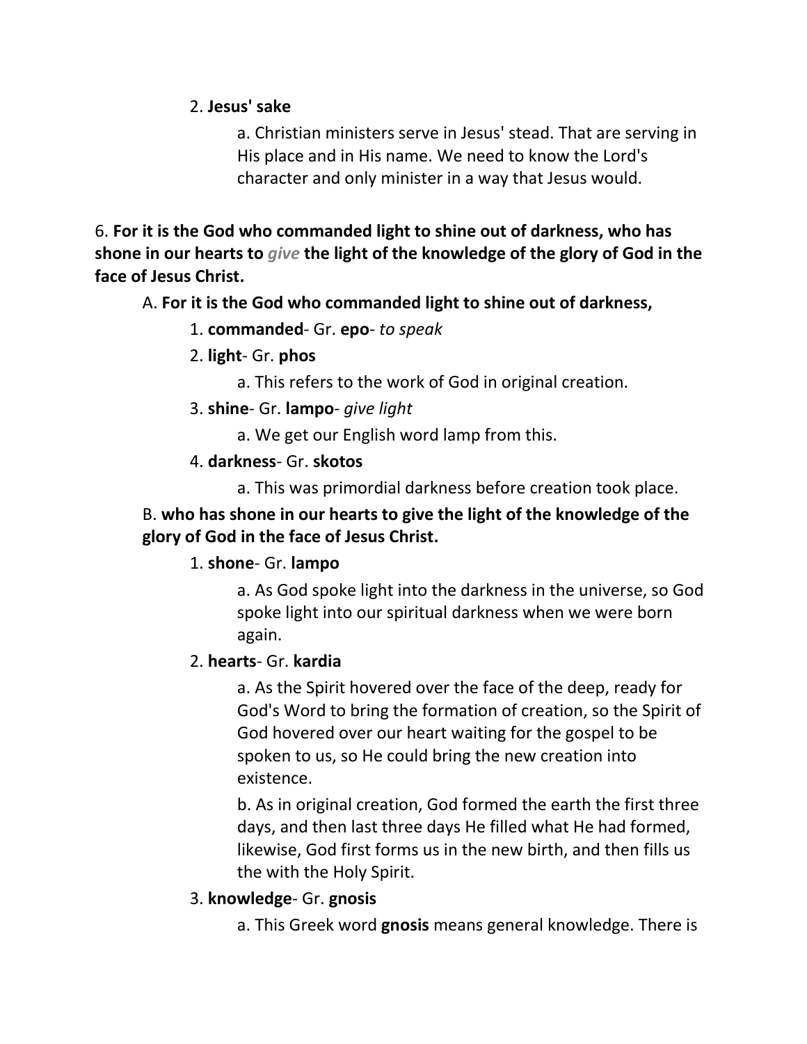2. **Jesus' sake**

a. Christian ministers serve in Jesus' stead. That are serving in His place and in His name. We need to know the Lord's character and only minister in a way that Jesus would.

6. **For it is the God who commanded light to shine out of darkness, who has shone in our hearts to *give* the light of the knowledge of the glory of God in the face of Jesus Christ.**

A. **For it is the God who commanded light to shine out of darkness,**

1. **commanded**- Gr. **epo**- *to speak*

2. **light**- Gr. **phos**

a. This refers to the work of God in original creation.

3. **shine**- Gr. **lampo**- *give light*

a. We get our English word lamp from this.

4. **darkness**- Gr. **skotos**

a. This was primordial darkness before creation took place.

B. **who has shone in our hearts to give the light of the knowledge of the glory of God in the face of Jesus Christ.**

1. **shone**- Gr. **lampo**

a. As God spoke light into the darkness in the universe, so God spoke light into our spiritual darkness when we were born again.

2. **hearts**- Gr. **kardia**

a. As the Spirit hovered over the face of the deep, ready for God's Word to bring the formation of creation, so the Spirit of God hovered over our heart waiting for the gospel to be spoken to us, so He could bring the new creation into existence.

b. As in original creation, God formed the earth the first three days, and then last three days He filled what He had formed, likewise, God first forms us in the new birth, and then fills us the with the Holy Spirit.

3. **knowledge**- Gr. **gnosis**

a. This Greek word **gnosis** means general knowledge. There is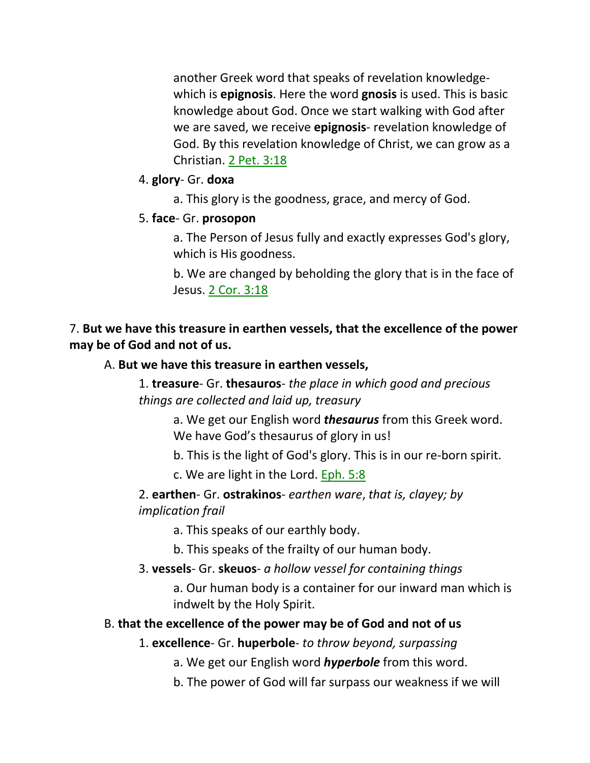another Greek word that speaks of revelation knowledge- which is **epignosis**. Here the word **gnosis** is used. This is basic knowledge about God. Once we start walking with God after we are saved, we receive **epignosis**- revelation knowledge of God. By this revelation knowledge of Christ, we can grow as a Christian. 2 Pet. 3:18

4. **glory**- Gr. **doxa**

   a. This glory is the goodness, grace, and mercy of God.

5. **face**- Gr. **prosopon**

   a. The Person of Jesus fully and exactly expresses God's glory, which is His goodness.

   b. We are changed by beholding the glory that is in the face of Jesus. 2 Cor. 3:18

7. **But we have this treasure in earthen vessels, that the excellence of the power may be of God and not of us.**

A. **But we have this treasure in earthen vessels,**

1. **treasure**- Gr. **thesauros**- *the place in which good and precious things are collected and laid up, treasury*

   a. We get our English word ***thesaurus*** from this Greek word. We have God's thesaurus of glory in us!

   b. This is the light of God's glory. This is in our re-born spirit.

   c. We are light in the Lord. Eph. 5:8

2. **earthen**- Gr. **ostrakinos**- *earthen ware*, *that is, clayey; by implication frail*

   a. This speaks of our earthly body.

   b. This speaks of the frailty of our human body.

3. **vessels**- Gr. **skeuos**- *a hollow vessel for containing things*

   a. Our human body is a container for our inward man which is indwelt by the Holy Spirit.

B. **that the excellence of the power may be of God and not of us**

1. **excellence**- Gr. **huperbole**- *to throw beyond, surpassing*

   a. We get our English word ***hyperbole*** from this word.

   b. The power of God will far surpass our weakness if we will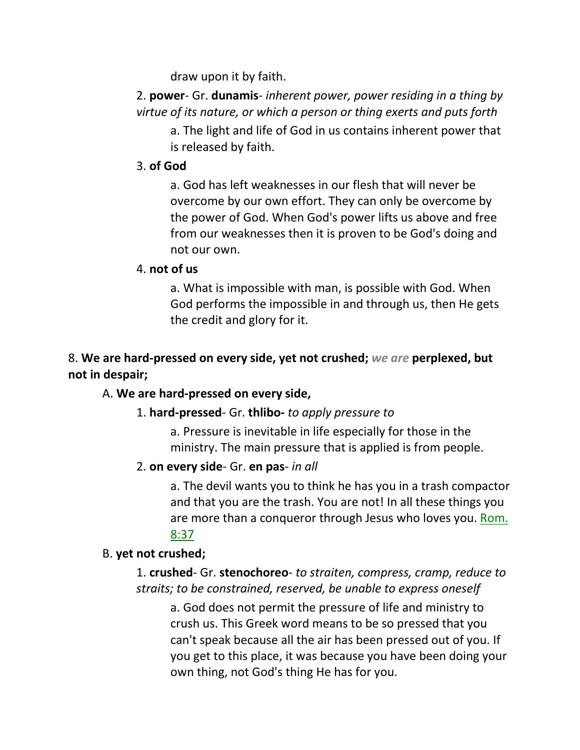draw upon it by faith.

2. **power**- Gr. **dunamis**- *inherent power, power residing in a thing by virtue of its nature, or which a person or thing exerts and puts forth*

a. The light and life of God in us contains inherent power that is released by faith.

3. **of God**

a. God has left weaknesses in our flesh that will never be overcome by our own effort. They can only be overcome by the power of God. When God's power lifts us above and free from our weaknesses then it is proven to be God's doing and not our own.

4. **not of us**

a. What is impossible with man, is possible with God. When God performs the impossible in and through us, then He gets the credit and glory for it.

8. **We are hard-pressed on every side, yet not crushed;** *we are* **perplexed, but not in despair;**

A. **We are hard-pressed on every side,**

1. **hard-pressed**- Gr. **thlibo-** *to apply pressure to*

a. Pressure is inevitable in life especially for those in the ministry. The main pressure that is applied is from people.

2. **on every side**- Gr. **en pas**- *in all*

a. The devil wants you to think he has you in a trash compactor and that you are the trash. You are not! In all these things you are more than a conqueror through Jesus who loves you. Rom. 8:37

B. **yet not crushed;**

1. **crushed**- Gr. **stenochoreo**- *to straiten, compress, cramp, reduce to straits; to be constrained, reserved, be unable to express oneself*

a. God does not permit the pressure of life and ministry to crush us. This Greek word means to be so pressed that you can't speak because all the air has been pressed out of you. If you get to this place, it was because you have been doing your own thing, not God's thing He has for you.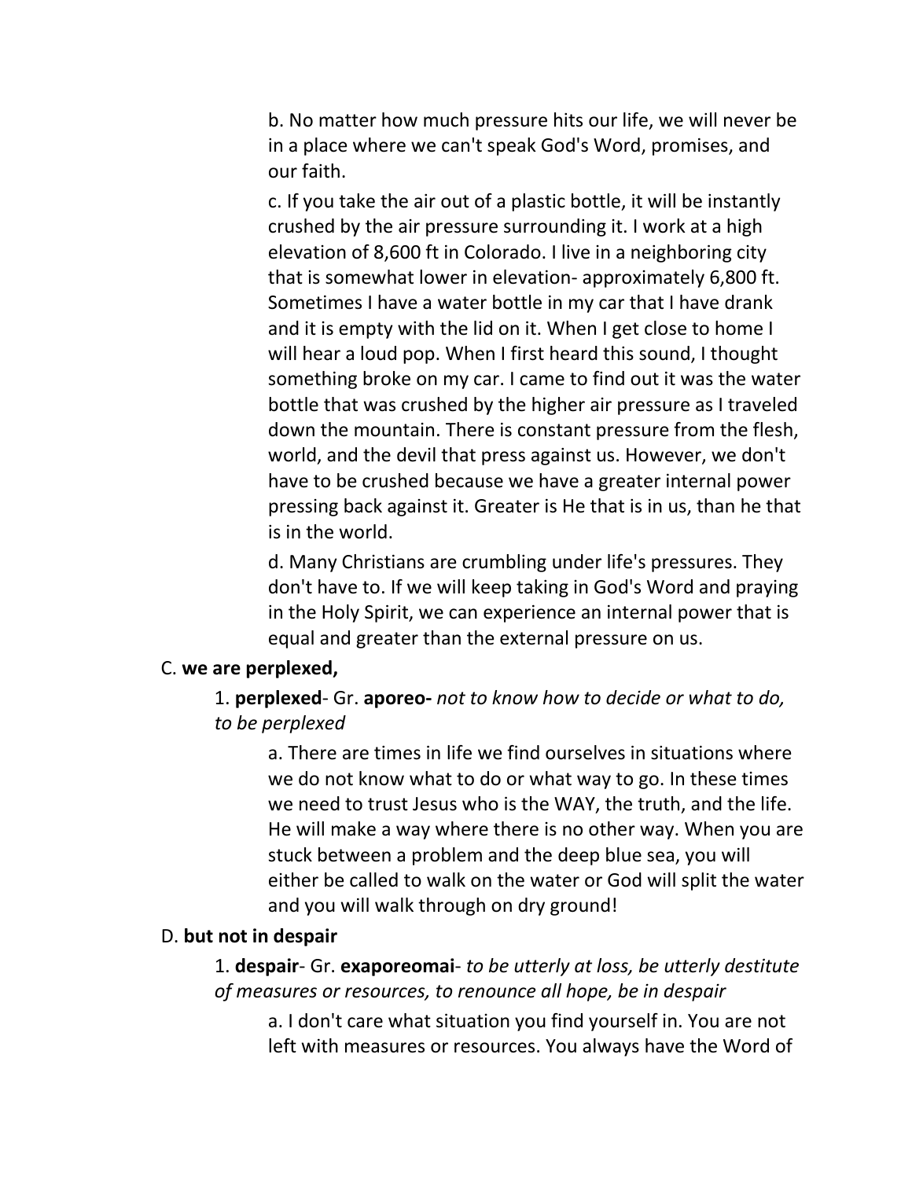b. No matter how much pressure hits our life, we will never be in a place where we can't speak God's Word, promises, and our faith.

c. If you take the air out of a plastic bottle, it will be instantly crushed by the air pressure surrounding it. I work at a high elevation of 8,600 ft in Colorado. I live in a neighboring city that is somewhat lower in elevation- approximately 6,800 ft. Sometimes I have a water bottle in my car that I have drank and it is empty with the lid on it. When I get close to home I will hear a loud pop. When I first heard this sound, I thought something broke on my car. I came to find out it was the water bottle that was crushed by the higher air pressure as I traveled down the mountain. There is constant pressure from the flesh, world, and the devil that press against us. However, we don't have to be crushed because we have a greater internal power pressing back against it. Greater is He that is in us, than he that is in the world.

d. Many Christians are crumbling under life's pressures. They don't have to. If we will keep taking in God's Word and praying in the Holy Spirit, we can experience an internal power that is equal and greater than the external pressure on us.

C. **we are perplexed,**

1. **perplexed**- Gr. **aporeo-** *not to know how to decide or what to do, to be perplexed*

a. There are times in life we find ourselves in situations where we do not know what to do or what way to go. In these times we need to trust Jesus who is the WAY, the truth, and the life. He will make a way where there is no other way. When you are stuck between a problem and the deep blue sea, you will either be called to walk on the water or God will split the water and you will walk through on dry ground!

D. **but not in despair**

1. **despair**- Gr. **exaporeomai**- *to be utterly at loss, be utterly destitute of measures or resources, to renounce all hope, be in despair*

a. I don't care what situation you find yourself in. You are not left with measures or resources. You always have the Word of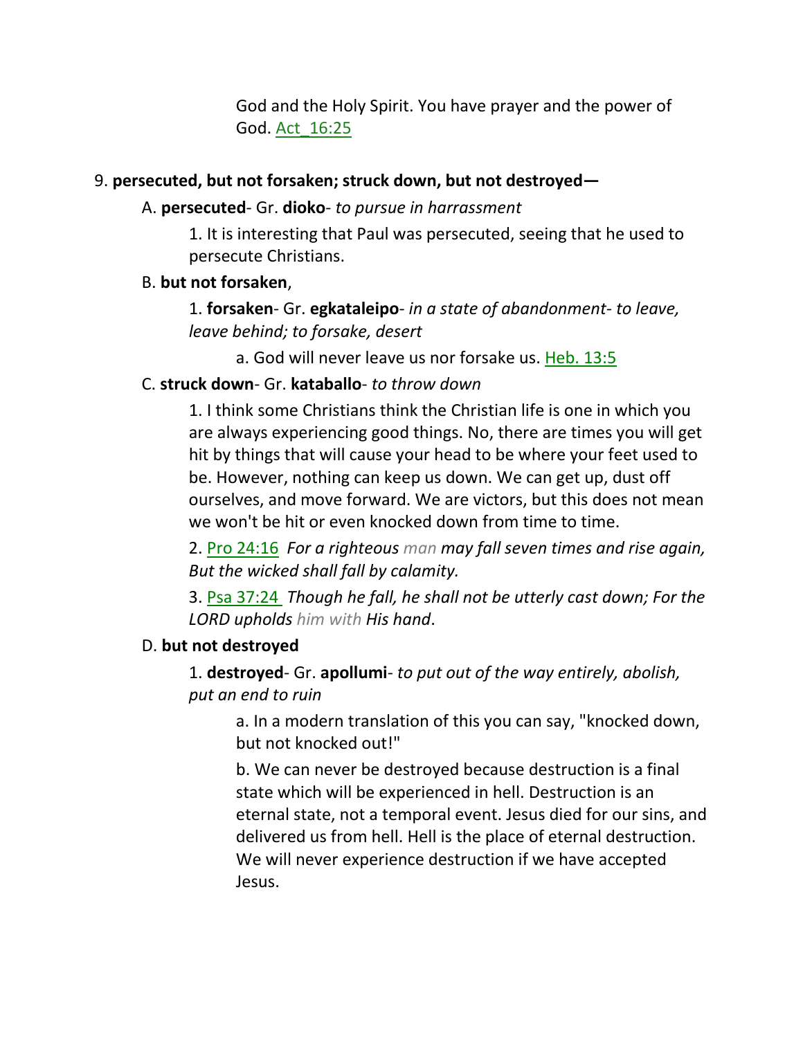God and the Holy Spirit. You have prayer and the power of God. Act_16:25

9. **persecuted, but not forsaken; struck down, but not destroyed—**

A. **persecuted**- Gr. **dioko**- *to pursue in harrassment*

1. It is interesting that Paul was persecuted, seeing that he used to persecute Christians.

B. **but not forsaken**,

1. **forsaken**- Gr. **egkataleipo**- *in a state of abandonment- to leave, leave behind; to forsake, desert*

a. God will never leave us nor forsake us. Heb. 13:5

C. **struck down**- Gr. **kataballo**- *to throw down*

1. I think some Christians think the Christian life is one in which you are always experiencing good things. No, there are times you will get hit by things that will cause your head to be where your feet used to be. However, nothing can keep us down. We can get up, dust off ourselves, and move forward. We are victors, but this does not mean we won't be hit or even knocked down from time to time.

2. Pro 24:16 *For a righteous man may fall seven times and rise again, But the wicked shall fall by calamity.*

3. Psa 37:24 *Though he fall, he shall not be utterly cast down; For the LORD upholds him with His hand*.

D. **but not destroyed**

1. **destroyed**- Gr. **apollumi**- *to put out of the way entirely, abolish, put an end to ruin*

a. In a modern translation of this you can say, "knocked down, but not knocked out!"

b. We can never be destroyed because destruction is a final state which will be experienced in hell. Destruction is an eternal state, not a temporal event. Jesus died for our sins, and delivered us from hell. Hell is the place of eternal destruction. We will never experience destruction if we have accepted Jesus.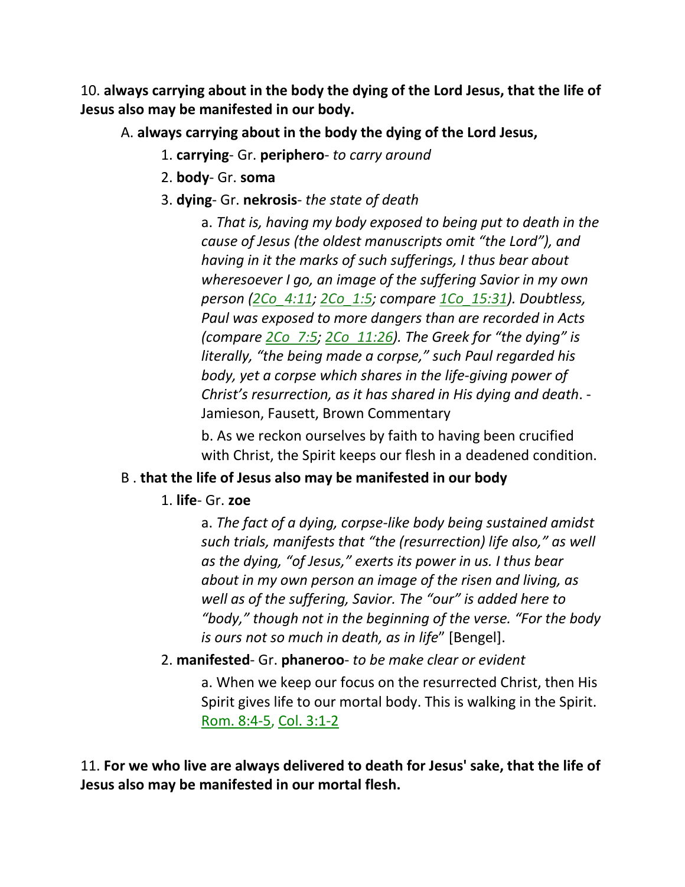10. **always carrying about in the body the dying of the Lord Jesus, that the life of Jesus also may be manifested in our body.**

A. **always carrying about in the body the dying of the Lord Jesus,**

1. **carrying**- Gr. **periphero**- *to carry around*

2. **body**- Gr. **soma**

3. **dying**- Gr. **nekrosis**- *the state of death*

a. *That is, having my body exposed to being put to death in the cause of Jesus (the oldest manuscripts omit "the Lord"), and having in it the marks of such sufferings, I thus bear about wheresoever I go, an image of the suffering Savior in my own person (2Co_4:11; 2Co_1:5; compare 1Co_15:31). Doubtless, Paul was exposed to more dangers than are recorded in Acts (compare 2Co_7:5; 2Co_11:26). The Greek for "the dying" is literally, "the being made a corpse," such Paul regarded his body, yet a corpse which shares in the life-giving power of Christ's resurrection, as it has shared in His dying and death*. - Jamieson, Fausett, Brown Commentary

b. As we reckon ourselves by faith to having been crucified with Christ, the Spirit keeps our flesh in a deadened condition.

B . **that the life of Jesus also may be manifested in our body**

1. **life**- Gr. **zoe**

a. *The fact of a dying, corpse-like body being sustained amidst such trials, manifests that "the (resurrection) life also," as well as the dying, "of Jesus," exerts its power in us. I thus bear about in my own person an image of the risen and living, as well as of the suffering, Savior. The "our" is added here to "body," though not in the beginning of the verse. "For the body is ours not so much in death, as in life*" [Bengel].

2. **manifested**- Gr. **phaneroo**- *to be make clear or evident*

a. When we keep our focus on the resurrected Christ, then His Spirit gives life to our mortal body. This is walking in the Spirit. Rom. 8:4-5, Col. 3:1-2

11. **For we who live are always delivered to death for Jesus' sake, that the life of Jesus also may be manifested in our mortal flesh.**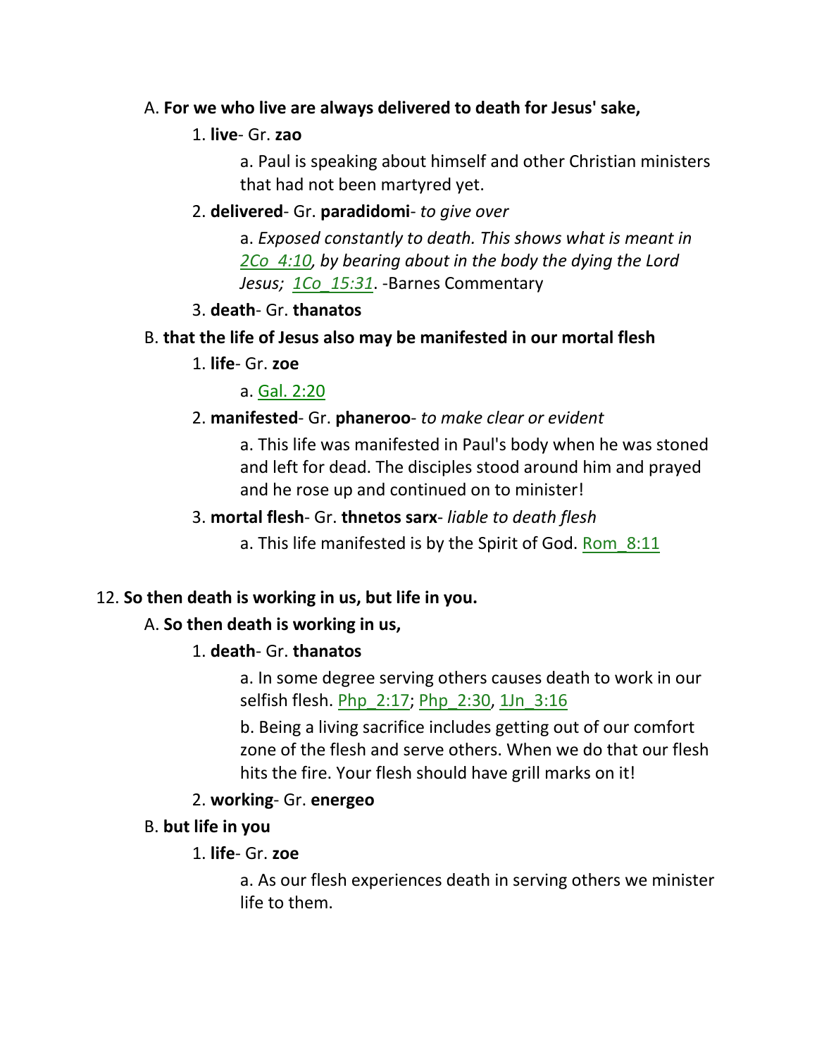A. **For we who live are always delivered to death for Jesus' sake,**

1. **live**- Gr. **zao**

    a. Paul is speaking about himself and other Christian ministers that had not been martyred yet.

2. **delivered**- Gr. **paradidomi**- *to give over*

    a. *Exposed constantly to death. This shows what is meant in 2Co_4:10, by bearing about in the body the dying the Lord Jesus; 1Co_15:31*. -Barnes Commentary

3. **death**- Gr. **thanatos**

B. **that the life of Jesus also may be manifested in our mortal flesh**

1. **life**- Gr. **zoe**

    a. Gal. 2:20

2. **manifested**- Gr. **phaneroo**- *to make clear or evident*

    a. This life was manifested in Paul's body when he was stoned and left for dead. The disciples stood around him and prayed and he rose up and continued on to minister!

3. **mortal flesh**- Gr. **thnetos sarx**- *liable to death flesh*

    a. This life manifested is by the Spirit of God. Rom_8:11

12. **So then death is working in us, but life in you.**

A. **So then death is working in us,**

1. **death**- Gr. **thanatos**

    a. In some degree serving others causes death to work in our selfish flesh. Php_2:17; Php_2:30, 1Jn_3:16

    b. Being a living sacrifice includes getting out of our comfort zone of the flesh and serve others. When we do that our flesh hits the fire. Your flesh should have grill marks on it!

2. **working**- Gr. **energeo**

B. **but life in you**

1. **life**- Gr. **zoe**

    a. As our flesh experiences death in serving others we minister life to them.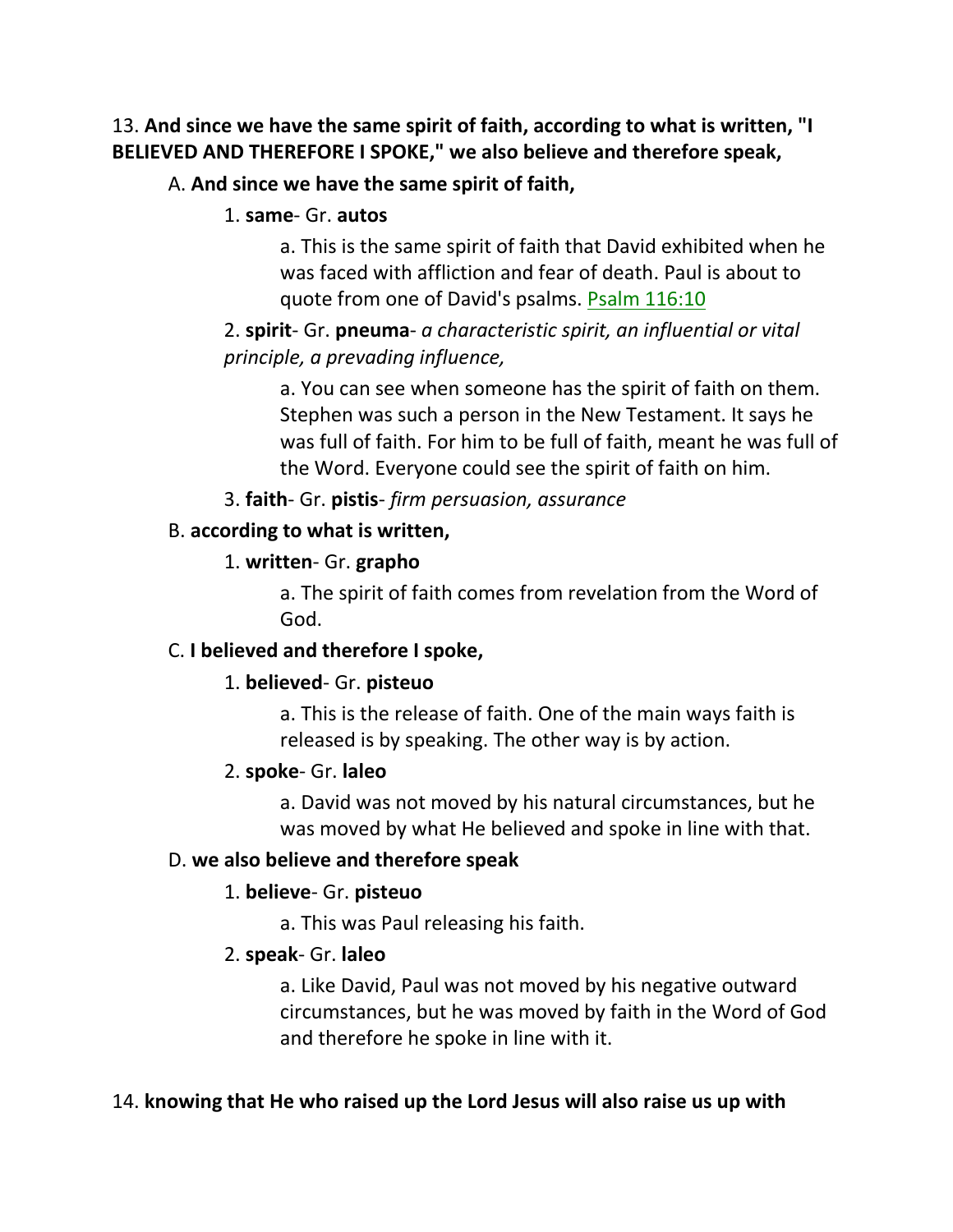13. **And since we have the same spirit of faith, according to what is written, "I BELIEVED AND THEREFORE I SPOKE," we also believe and therefore speak,**

A. **And since we have the same spirit of faith,**

1. **same**- Gr. **autos**

a. This is the same spirit of faith that David exhibited when he was faced with affliction and fear of death. Paul is about to quote from one of David's psalms. Psalm 116:10

2. **spirit**- Gr. **pneuma**- *a characteristic spirit, an influential or vital principle, a prevading influence,*

a. You can see when someone has the spirit of faith on them. Stephen was such a person in the New Testament. It says he was full of faith. For him to be full of faith, meant he was full of the Word. Everyone could see the spirit of faith on him.

3. **faith**- Gr. **pistis**- *firm persuasion, assurance*

B. **according to what is written,**

1. **written**- Gr. **grapho**

a. The spirit of faith comes from revelation from the Word of God.

C. **I believed and therefore I spoke,**

1. **believed**- Gr. **pisteuo**

a. This is the release of faith. One of the main ways faith is released is by speaking. The other way is by action.

2. **spoke**- Gr. **laleo**

a. David was not moved by his natural circumstances, but he was moved by what He believed and spoke in line with that.

D. **we also believe and therefore speak**

1. **believe**- Gr. **pisteuo**

a. This was Paul releasing his faith.

2. **speak**- Gr. **laleo**

a. Like David, Paul was not moved by his negative outward circumstances, but he was moved by faith in the Word of God and therefore he spoke in line with it.

14. **knowing that He who raised up the Lord Jesus will also raise us up with**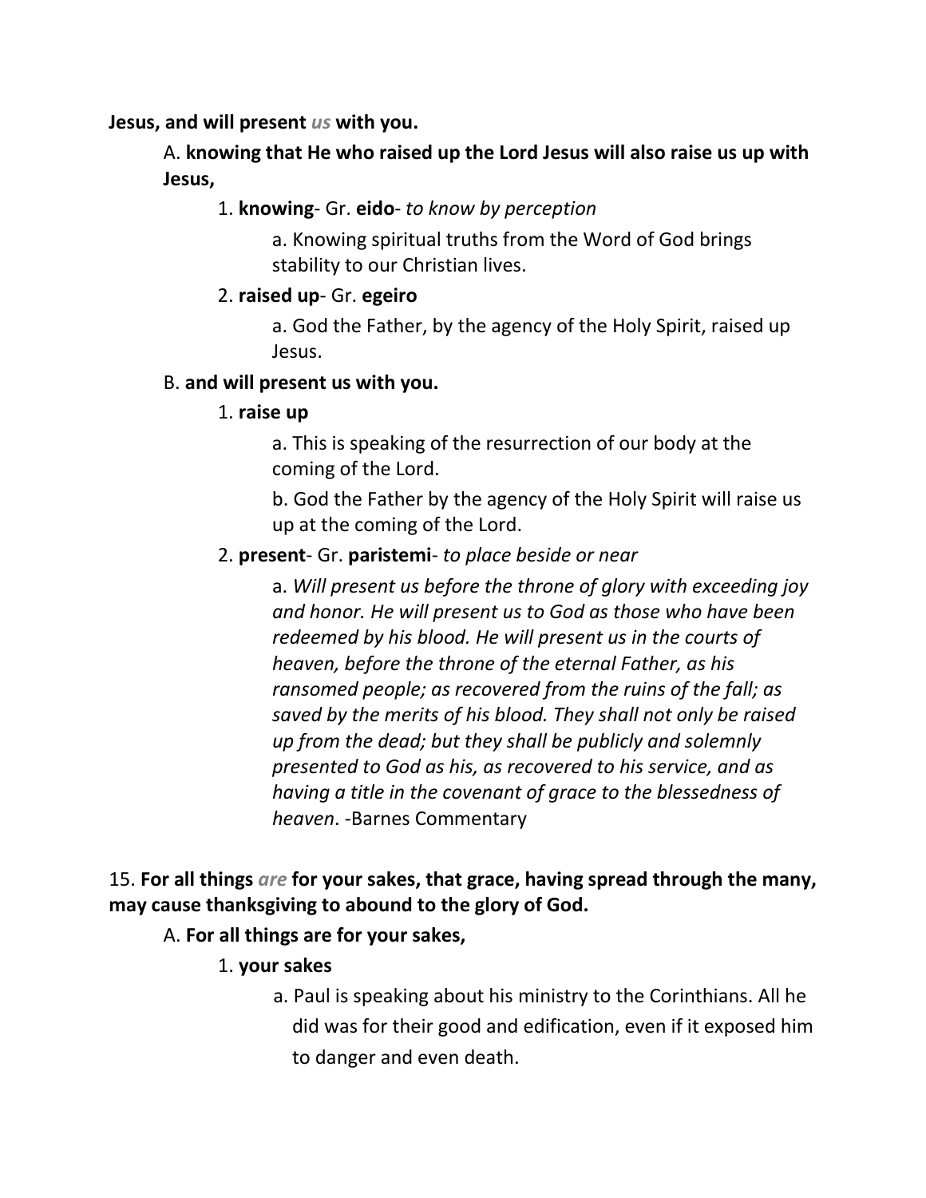**Jesus, and will present *us* with you.**

A. **knowing that He who raised up the Lord Jesus will also raise us up with Jesus,**

1. **knowing**- Gr. **eido**- *to know by perception*

a. Knowing spiritual truths from the Word of God brings stability to our Christian lives.

2. **raised up**- Gr. **egeiro**

a. God the Father, by the agency of the Holy Spirit, raised up Jesus.

B. **and will present us with you.**

1. **raise up**

a. This is speaking of the resurrection of our body at the coming of the Lord.

b. God the Father by the agency of the Holy Spirit will raise us up at the coming of the Lord.

2. **present**- Gr. **paristemi**- *to place beside or near*

a. *Will present us before the throne of glory with exceeding joy and honor. He will present us to God as those who have been redeemed by his blood. He will present us in the courts of heaven, before the throne of the eternal Father, as his ransomed people; as recovered from the ruins of the fall; as saved by the merits of his blood. They shall not only be raised up from the dead; but they shall be publicly and solemnly presented to God as his, as recovered to his service, and as having a title in the covenant of grace to the blessedness of heaven*. -Barnes Commentary

15. **For all things *are* for your sakes, that grace, having spread through the many, may cause thanksgiving to abound to the glory of God.**

A. **For all things are for your sakes,**

1. **your sakes**

a. Paul is speaking about his ministry to the Corinthians. All he did was for their good and edification, even if it exposed him to danger and even death.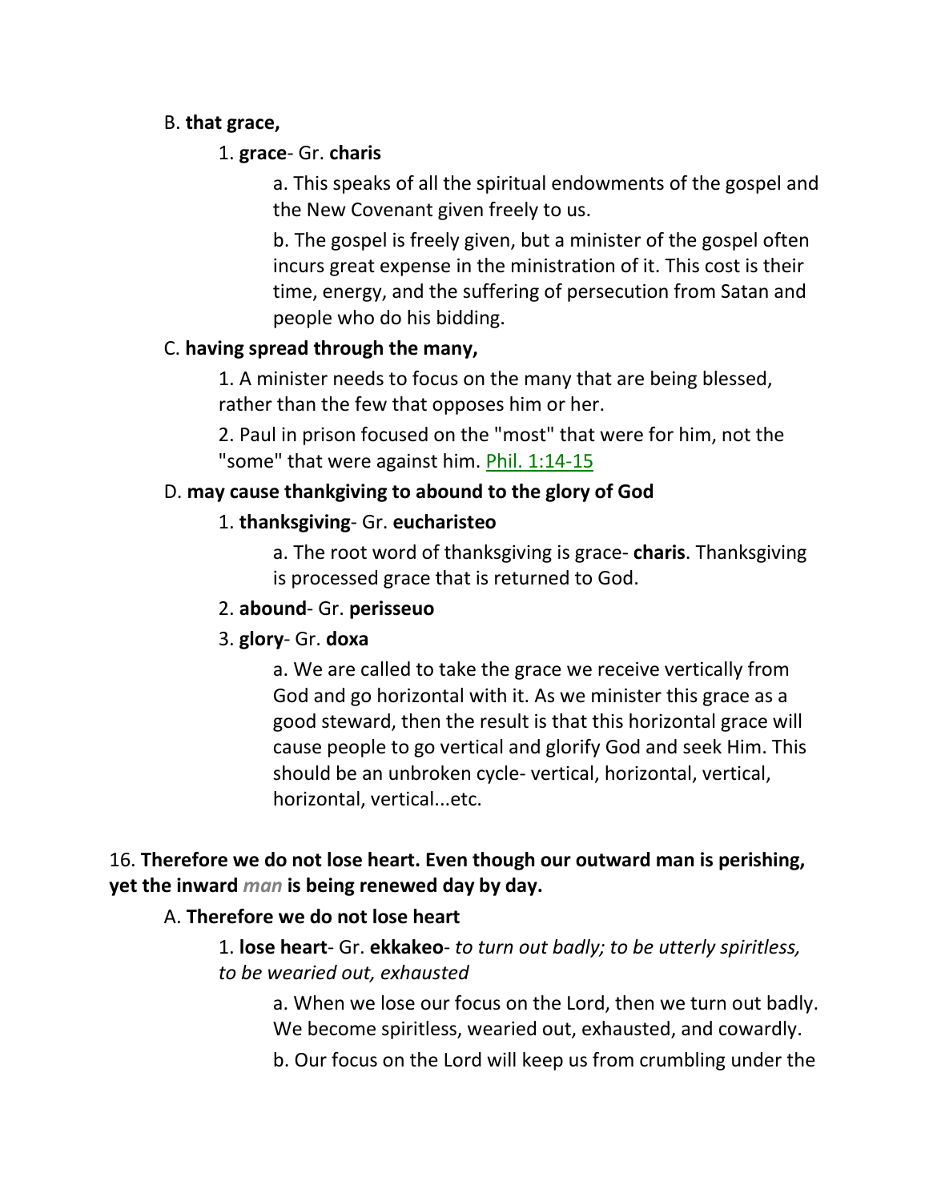B. **that grace,**

1. **grace**- Gr. **charis**

a. This speaks of all the spiritual endowments of the gospel and the New Covenant given freely to us.

b. The gospel is freely given, but a minister of the gospel often incurs great expense in the ministration of it. This cost is their time, energy, and the suffering of persecution from Satan and people who do his bidding.

C. **having spread through the many,**

1. A minister needs to focus on the many that are being blessed, rather than the few that opposes him or her.

2. Paul in prison focused on the "most" that were for him, not the "some" that were against him. Phil. 1:14-15

D. **may cause thankgiving to abound to the glory of God**

1. **thanksgiving**- Gr. **eucharisteo**

a. The root word of thanksgiving is grace- **charis**. Thanksgiving is processed grace that is returned to God.

2. **abound**- Gr. **perisseuo**

3. **glory**- Gr. **doxa**

a. We are called to take the grace we receive vertically from God and go horizontal with it. As we minister this grace as a good steward, then the result is that this horizontal grace will cause people to go vertical and glorify God and seek Him. This should be an unbroken cycle- vertical, horizontal, vertical, horizontal, vertical...etc.

16. **Therefore we do not lose heart. Even though our outward man is perishing, yet the inward *man* is being renewed day by day.**

A. **Therefore we do not lose heart**

1. **lose heart**- Gr. **ekkakeo**- *to turn out badly; to be utterly spiritless, to be wearied out, exhausted*

a. When we lose our focus on the Lord, then we turn out badly. We become spiritless, wearied out, exhausted, and cowardly.

b. Our focus on the Lord will keep us from crumbling under the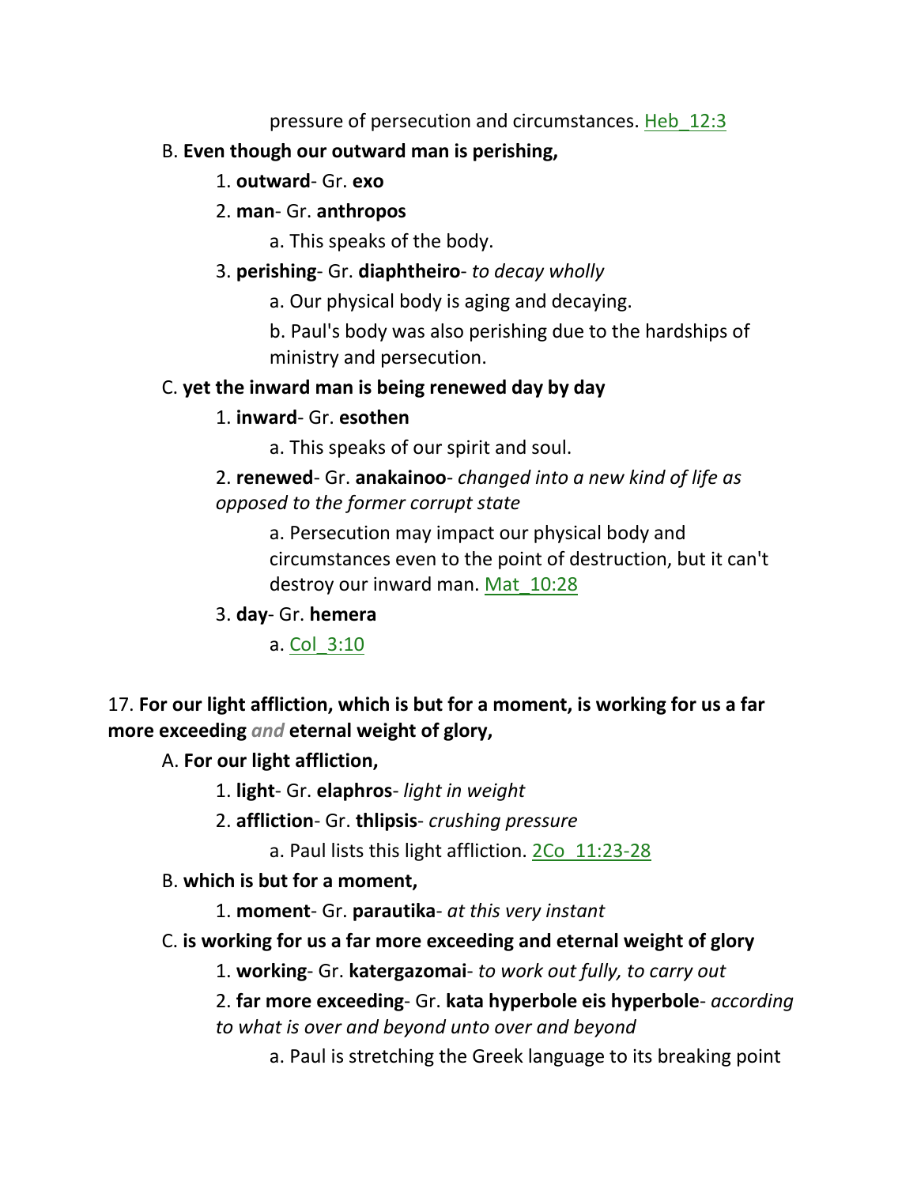pressure of persecution and circumstances. Heb_12:3

B. **Even though our outward man is perishing,**

1. **outward**- Gr. **exo**

2. **man**- Gr. **anthropos**

a. This speaks of the body.

3. **perishing**- Gr. **diaphtheiro**- *to decay wholly*

a. Our physical body is aging and decaying.

b. Paul's body was also perishing due to the hardships of ministry and persecution.

C. **yet the inward man is being renewed day by day**

1. **inward**- Gr. **esothen**

a. This speaks of our spirit and soul.

2. **renewed**- Gr. **anakainoo**- *changed into a new kind of life as opposed to the former corrupt state*

a. Persecution may impact our physical body and circumstances even to the point of destruction, but it can't destroy our inward man. Mat_10:28

3. **day**- Gr. **hemera**

a. Col_3:10

17. **For our light affliction, which is but for a moment, is working for us a far more exceeding** ***and*** **eternal weight of glory,**

A. **For our light affliction,**

1. **light**- Gr. **elaphros**- *light in weight*

2. **affliction**- Gr. **thlipsis**- *crushing pressure*

a. Paul lists this light affliction. 2Co_11:23-28

B. **which is but for a moment,**

1. **moment**- Gr. **parautika**- *at this very instant*

C. **is working for us a far more exceeding and eternal weight of glory**

1. **working**- Gr. **katergazomai**- *to work out fully, to carry out*

2. **far more exceeding**- Gr. **kata hyperbole eis hyperbole**- *according to what is over and beyond unto over and beyond*

a. Paul is stretching the Greek language to its breaking point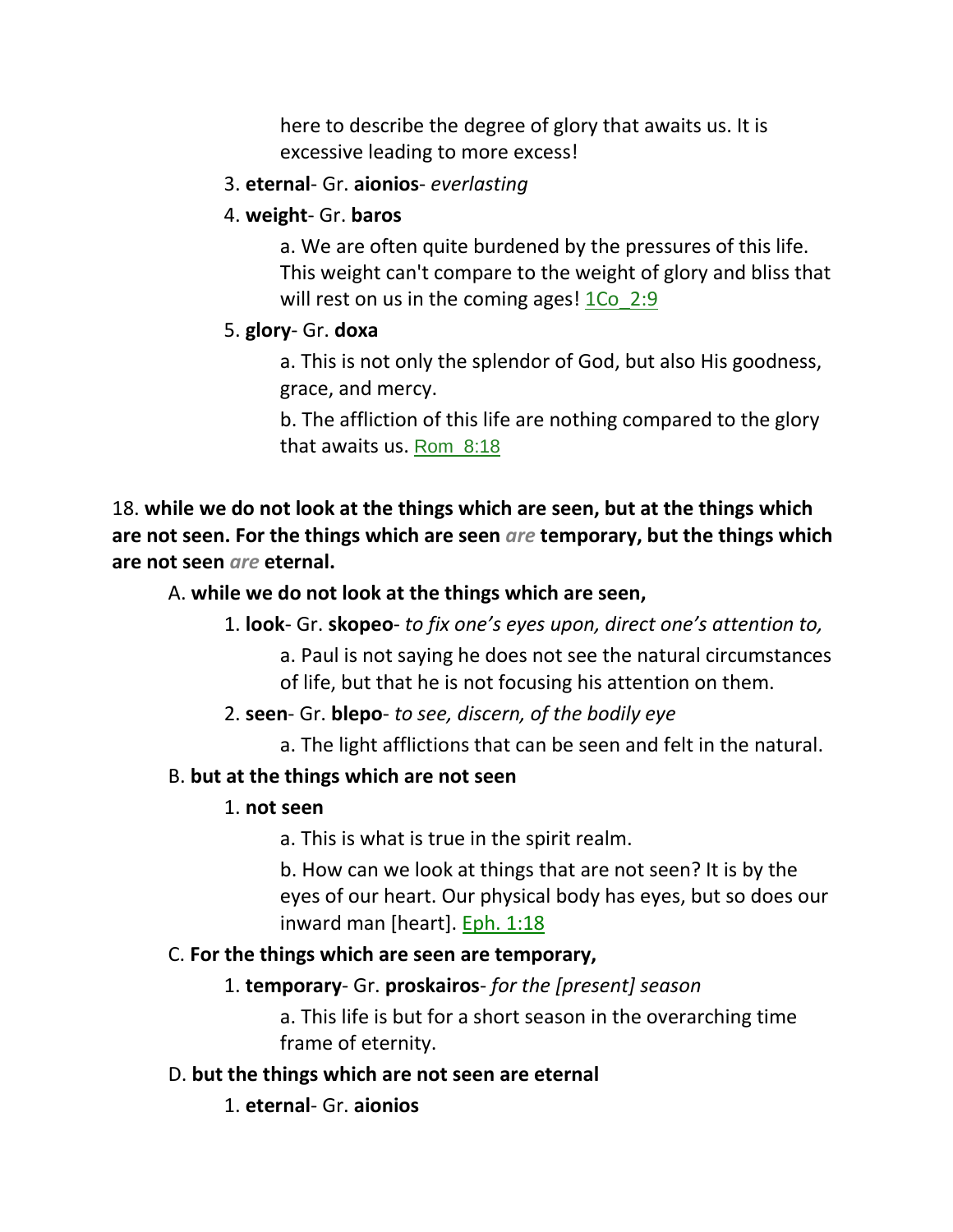here to describe the degree of glory that awaits us. It is excessive leading to more excess!

3. **eternal**- Gr. **aionios**- *everlasting*

4. **weight**- Gr. **baros**

   a. We are often quite burdened by the pressures of this life. This weight can't compare to the weight of glory and bliss that will rest on us in the coming ages! 1Co_2:9

5. **glory**- Gr. **doxa**

   a. This is not only the splendor of God, but also His goodness, grace, and mercy.

   b. The affliction of this life are nothing compared to the glory that awaits us. Rom_8:18

18. **while we do not look at the things which are seen, but at the things which are not seen. For the things which are seen** *are* **temporary, but the things which are not seen** *are* **eternal.**

A. **while we do not look at the things which are seen,**

1. **look**- Gr. **skopeo**- *to fix one's eyes upon, direct one's attention to,*

   a. Paul is not saying he does not see the natural circumstances of life, but that he is not focusing his attention on them.

2. **seen**- Gr. **blepo**- *to see, discern, of the bodily eye*

   a. The light afflictions that can be seen and felt in the natural.

B. **but at the things which are not seen**

1. **not seen**

   a. This is what is true in the spirit realm.

   b. How can we look at things that are not seen? It is by the eyes of our heart. Our physical body has eyes, but so does our inward man [heart]. Eph. 1:18

C. **For the things which are seen are temporary,**

1. **temporary**- Gr. **proskairos**- *for the [present] season*

   a. This life is but for a short season in the overarching time frame of eternity.

D. **but the things which are not seen are eternal**

1. **eternal**- Gr. **aionios**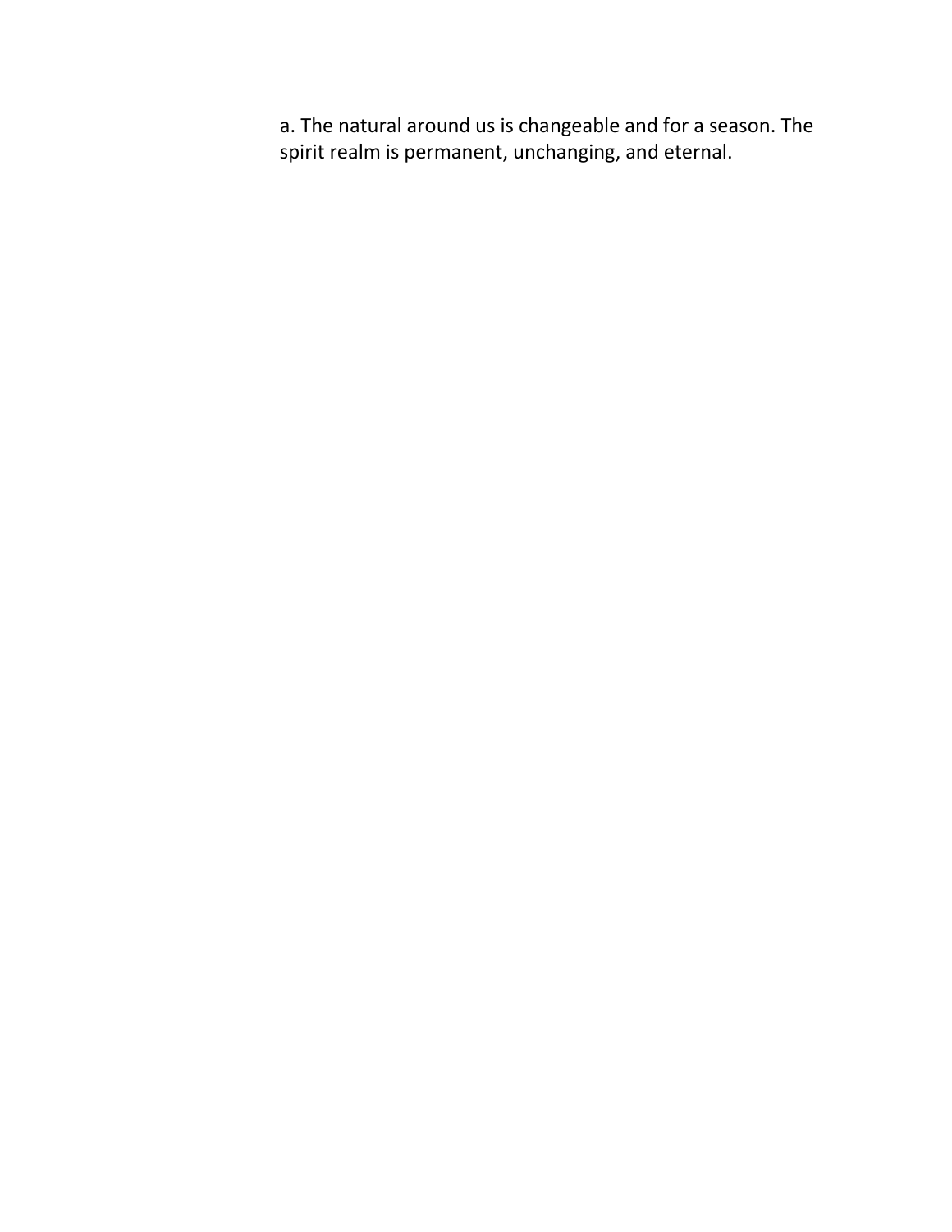a. The natural around us is changeable and for a season. The spirit realm is permanent, unchanging, and eternal.